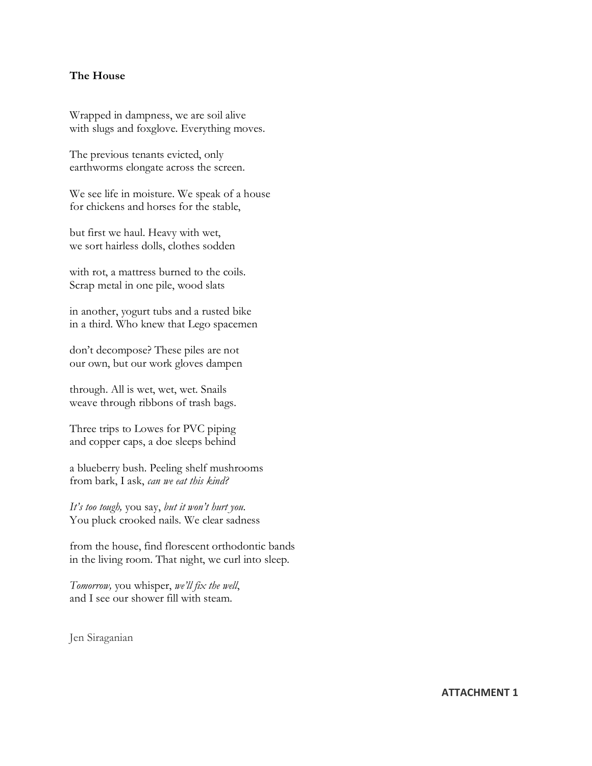**The House**

Wrapped in dampness, we are soil alive
with slugs and foxglove. Everything moves.

The previous tenants evicted, only
earthworms elongate across the screen.

We see life in moisture. We speak of a house
for chickens and horses for the stable,

but first we haul. Heavy with wet,
we sort hairless dolls, clothes sodden

with rot, a mattress burned to the coils.
Scrap metal in one pile, wood slats

in another, yogurt tubs and a rusted bike
in a third. Who knew that Lego spacemen

don't decompose? These piles are not
our own, but our work gloves dampen

through. All is wet, wet, wet. Snails
weave through ribbons of trash bags.

Three trips to Lowes for PVC piping
and copper caps, a doe sleeps behind

a blueberry bush. Peeling shelf mushrooms
from bark, I ask, *can we eat this kind?*

*It's too tough,* you say, *but it won't hurt you.*
You pluck crooked nails. We clear sadness

from the house, find florescent orthodontic bands
in the living room. That night, we curl into sleep.

*Tomorrow,* you whisper, *we'll fix the well*,
and I see our shower fill with steam.

Jen Siraganian

**ATTACHMENT 1**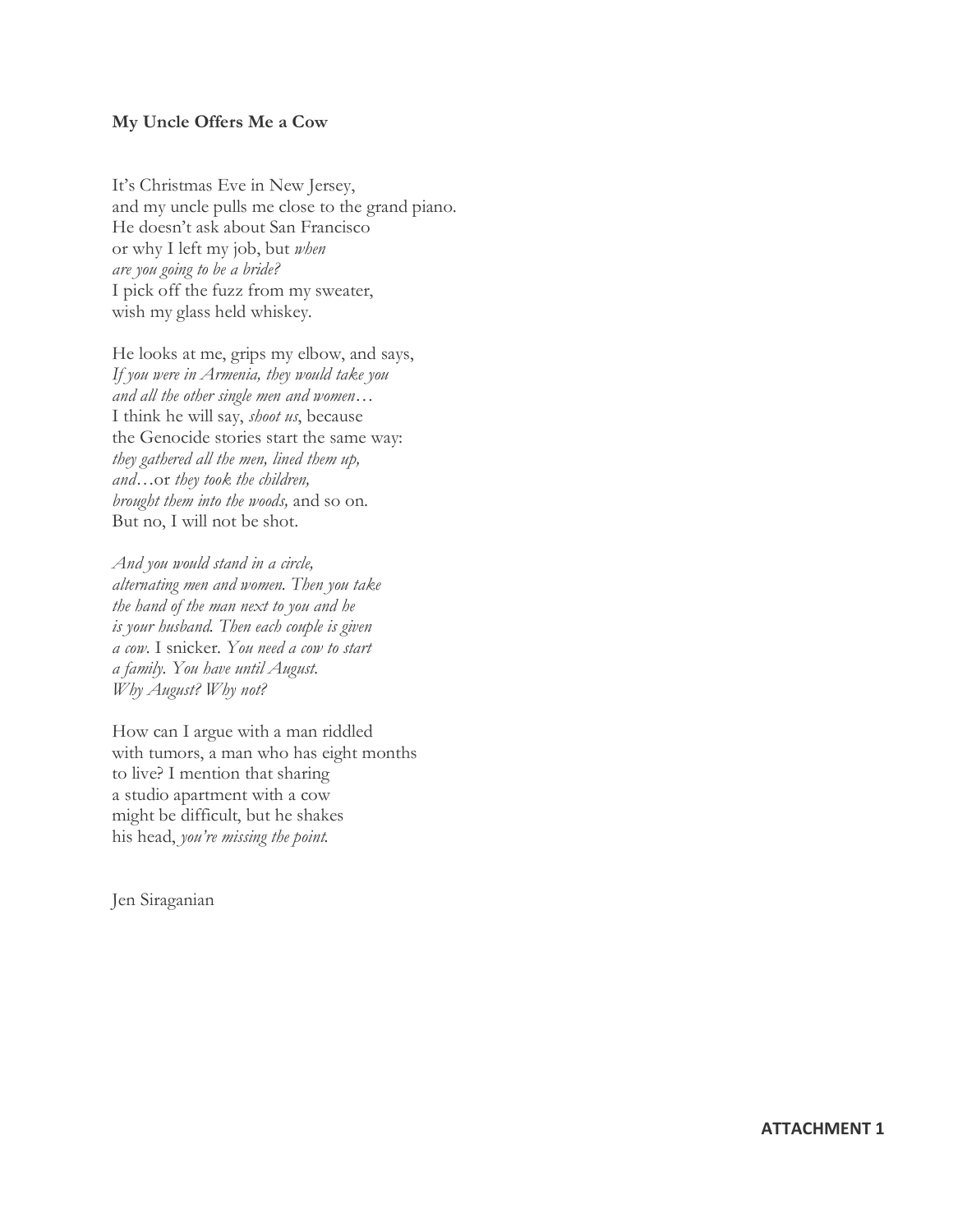**My Uncle Offers Me a Cow**

It's Christmas Eve in New Jersey,  
and my uncle pulls me close to the grand piano.  
He doesn't ask about San Francisco  
or why I left my job, but *when*  
*are you going to be a bride?*  
I pick off the fuzz from my sweater,  
wish my glass held whiskey.

He looks at me, grips my elbow, and says,  
*If you were in Armenia, they would take you*  
*and all the other single men and women…*  
I think he will say, *shoot us*, because  
the Genocide stories start the same way:  
*they gathered all the men, lined them up,*  
*and…*or *they took the children,*  
*brought them into the woods,* and so on.  
But no, I will not be shot.

*And you would stand in a circle,*  
*alternating men and women. Then you take*  
*the hand of the man next to you and he*  
*is your husband. Then each couple is given*  
*a cow.* I snicker. *You need a cow to start*  
*a family. You have until August.*  
*Why August? Why not?*

How can I argue with a man riddled  
with tumors, a man who has eight months  
to live? I mention that sharing  
a studio apartment with a cow  
might be difficult, but he shakes  
his head, *you're missing the point.*

Jen Siraganian

**ATTACHMENT 1**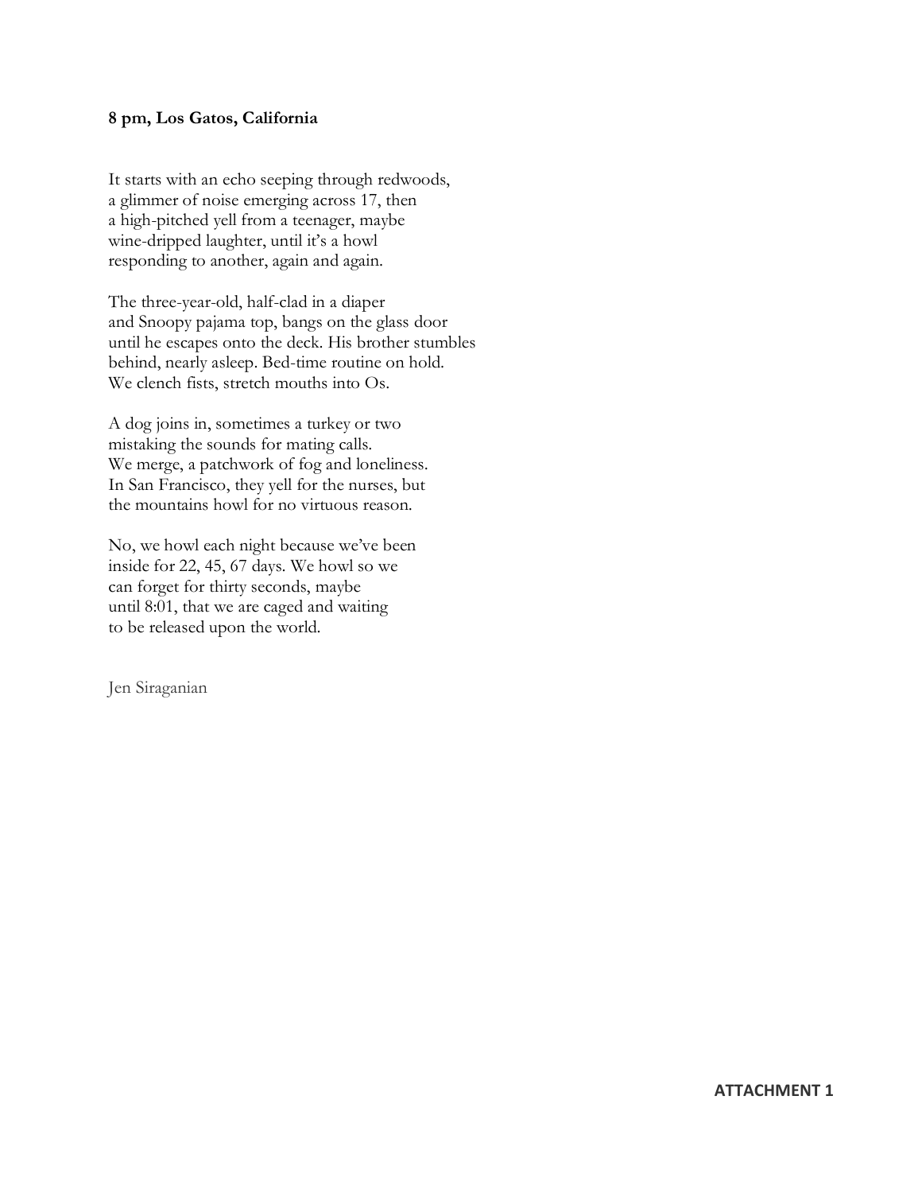**8 pm, Los Gatos, California**

It starts with an echo seeping through redwoods,  
a glimmer of noise emerging across 17, then  
a high-pitched yell from a teenager, maybe  
wine-dripped laughter, until it's a howl  
responding to another, again and again.

The three-year-old, half-clad in a diaper  
and Snoopy pajama top, bangs on the glass door  
until he escapes onto the deck. His brother stumbles  
behind, nearly asleep. Bed-time routine on hold.  
We clench fists, stretch mouths into Os.

A dog joins in, sometimes a turkey or two  
mistaking the sounds for mating calls.  
We merge, a patchwork of fog and loneliness.  
In San Francisco, they yell for the nurses, but  
the mountains howl for no virtuous reason.

No, we howl each night because we've been  
inside for 22, 45, 67 days. We howl so we  
can forget for thirty seconds, maybe  
until 8:01, that we are caged and waiting  
to be released upon the world.

Jen Siraganian

**ATTACHMENT 1**